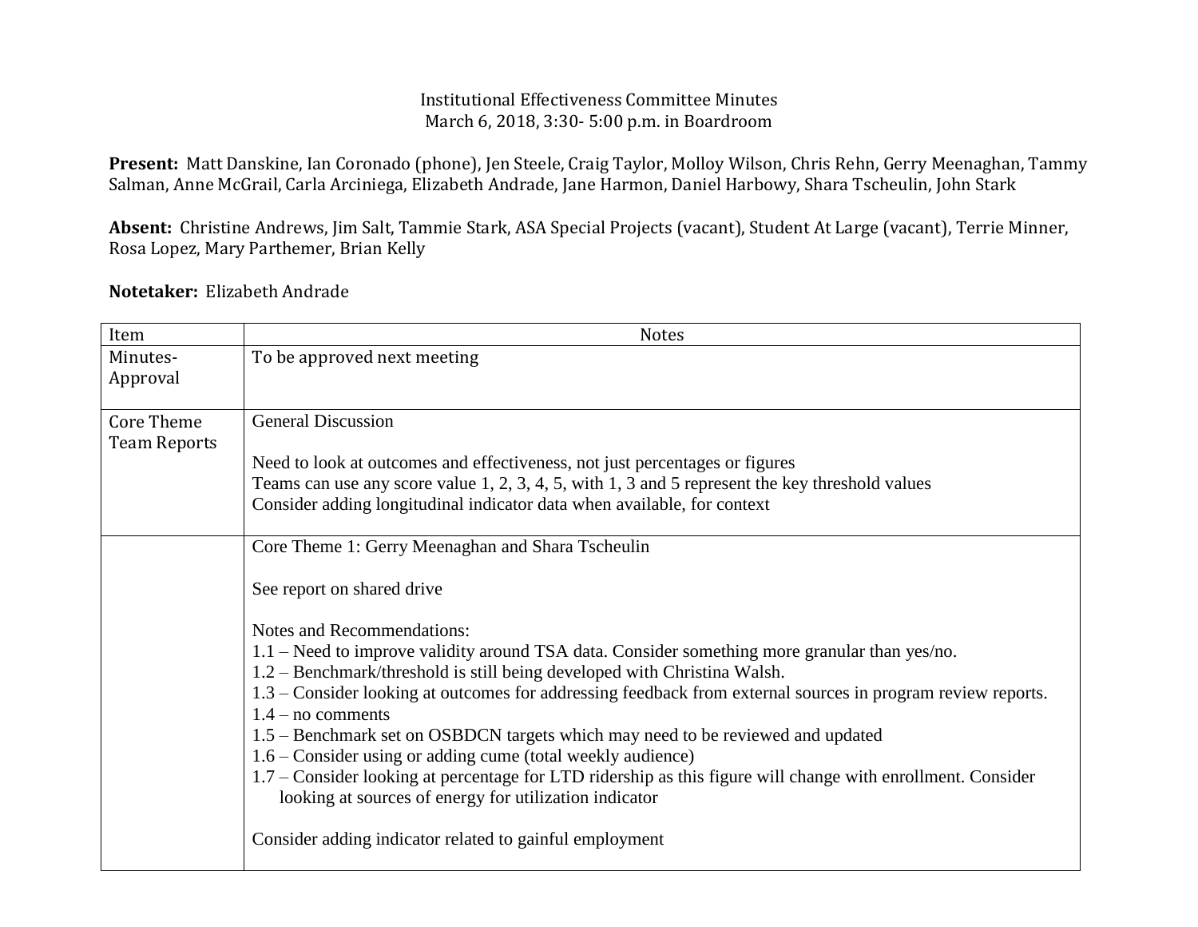Institutional Effectiveness Committee Minutes
March 6, 2018, 3:30- 5:00 p.m. in Boardroom

**Present:** Matt Danskine, Ian Coronado (phone), Jen Steele, Craig Taylor, Molloy Wilson, Chris Rehn, Gerry Meenaghan, Tammy Salman, Anne McGrail, Carla Arciniega, Elizabeth Andrade, Jane Harmon, Daniel Harbowy, Shara Tscheulin, John Stark

**Absent:** Christine Andrews, Jim Salt, Tammie Stark, ASA Special Projects (vacant), Student At Large (vacant), Terrie Minner, Rosa Lopez, Mary Parthemer, Brian Kelly

**Notetaker:** Elizabeth Andrade

| Item | Notes |
|---|---|
| Minutes- Approval | To be approved next meeting |
| Core Theme Team Reports | General Discussion<br><br>Need to look at outcomes and effectiveness, not just percentages or figures<br>Teams can use any score value 1, 2, 3, 4, 5, with 1, 3 and 5 represent the key threshold values<br>Consider adding longitudinal indicator data when available, for context |
| | Core Theme 1: Gerry Meenaghan and Shara Tscheulin<br><br>See report on shared drive<br><br>Notes and Recommendations:<br>1.1 – Need to improve validity around TSA data. Consider something more granular than yes/no.<br>1.2 – Benchmark/threshold is still being developed with Christina Walsh.<br>1.3 – Consider looking at outcomes for addressing feedback from external sources in program review reports.<br>1.4 – no comments<br>1.5 – Benchmark set on OSBDCN targets which may need to be reviewed and updated<br>1.6 – Consider using or adding cume (total weekly audience)<br>1.7 – Consider looking at percentage for LTD ridership as this figure will change with enrollment. Consider looking at sources of energy for utilization indicator<br><br>Consider adding indicator related to gainful employment |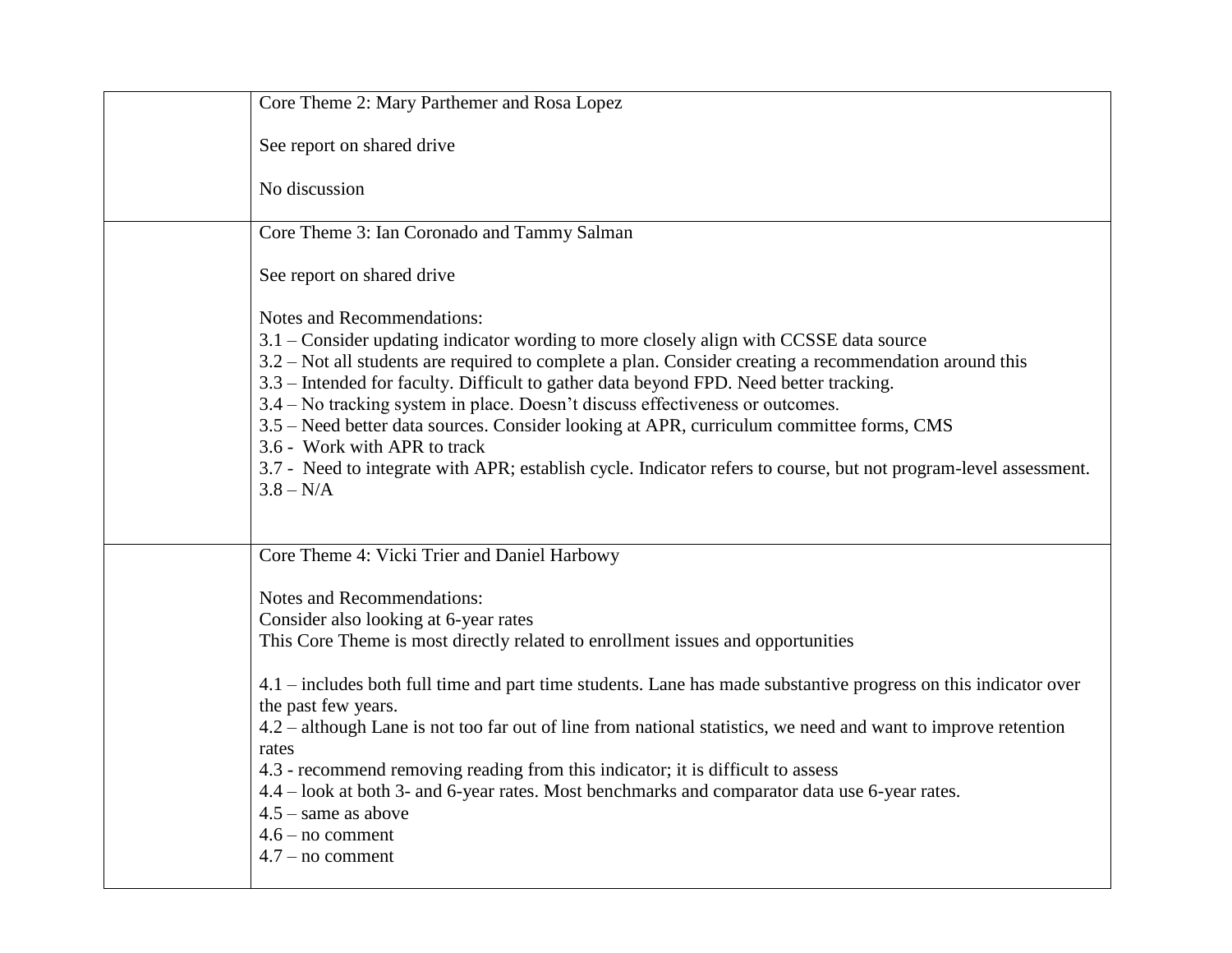| | |
|---|---|
| | Core Theme 2: Mary Parthemer and Rosa Lopez<br><br>See report on shared drive<br><br>No discussion |
| | Core Theme 3: Ian Coronado and Tammy Salman<br><br>See report on shared drive<br><br>Notes and Recommendations:<br>3.1 – Consider updating indicator wording to more closely align with CCSSE data source<br>3.2 – Not all students are required to complete a plan. Consider creating a recommendation around this<br>3.3 – Intended for faculty. Difficult to gather data beyond FPD. Need better tracking.<br>3.4 – No tracking system in place. Doesn't discuss effectiveness or outcomes.<br>3.5 – Need better data sources. Consider looking at APR, curriculum committee forms, CMS<br>3.6 - Work with APR to track<br>3.7 - Need to integrate with APR; establish cycle. Indicator refers to course, but not program-level assessment.<br>3.8 – N/A |
| | Core Theme 4: Vicki Trier and Daniel Harbowy<br><br>Notes and Recommendations:<br>Consider also looking at 6-year rates<br>This Core Theme is most directly related to enrollment issues and opportunities<br><br>4.1 – includes both full time and part time students. Lane has made substantive progress on this indicator over the past few years.<br>4.2 – although Lane is not too far out of line from national statistics, we need and want to improve retention rates<br>4.3 - recommend removing reading from this indicator; it is difficult to assess<br>4.4 – look at both 3- and 6-year rates. Most benchmarks and comparator data use 6-year rates.<br>4.5 – same as above<br>4.6 – no comment<br>4.7 – no comment |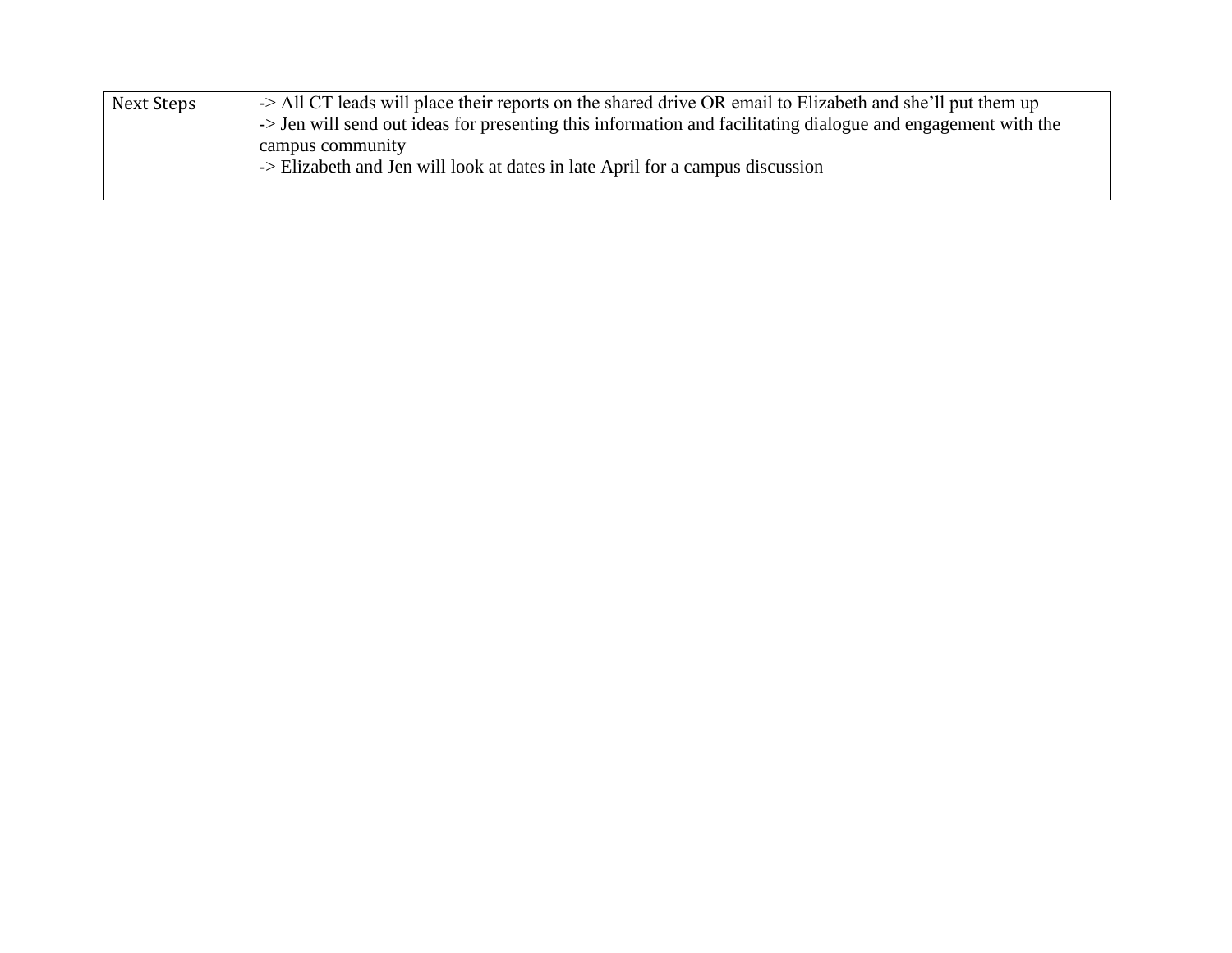| | |
|---|---|
| Next Steps | -> All CT leads will place their reports on the shared drive OR email to Elizabeth and she'll put them up<br>-> Jen will send out ideas for presenting this information and facilitating dialogue and engagement with the campus community<br>-> Elizabeth and Jen will look at dates in late April for a campus discussion |